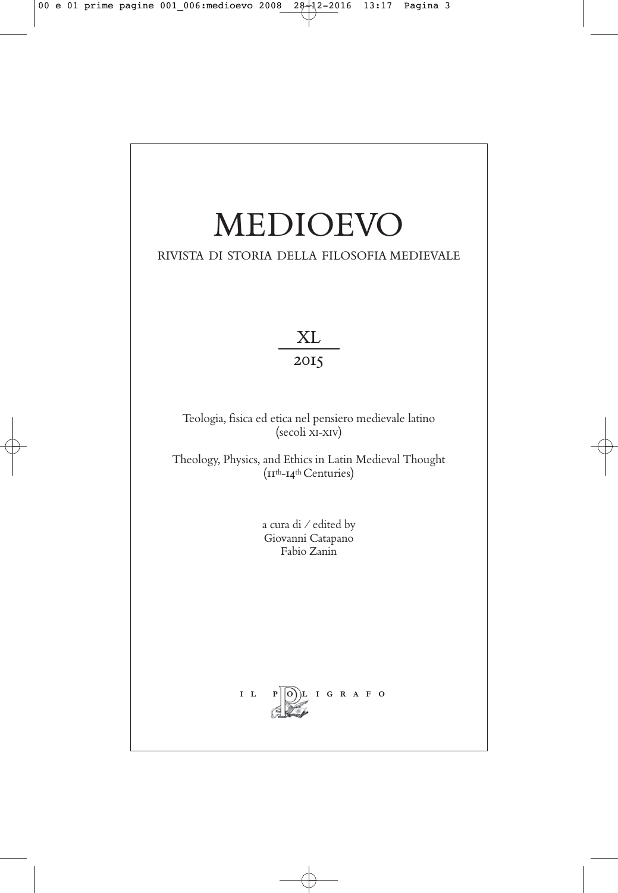# MEDIOEVO

RIVISTA DI STORIA DELLA FILOSOFIA MEDIEVALE

XL

2015

Teologia, fisica ed etica nel pensiero medievale latino (secoli XI-XIV)

Theology, Physics, and Ethics in Latin Medieval Thought (11th-14th Centuries)

a cura di / edited by
Giovanni Catapano
Fabio Zanin

IL POLIGRAFO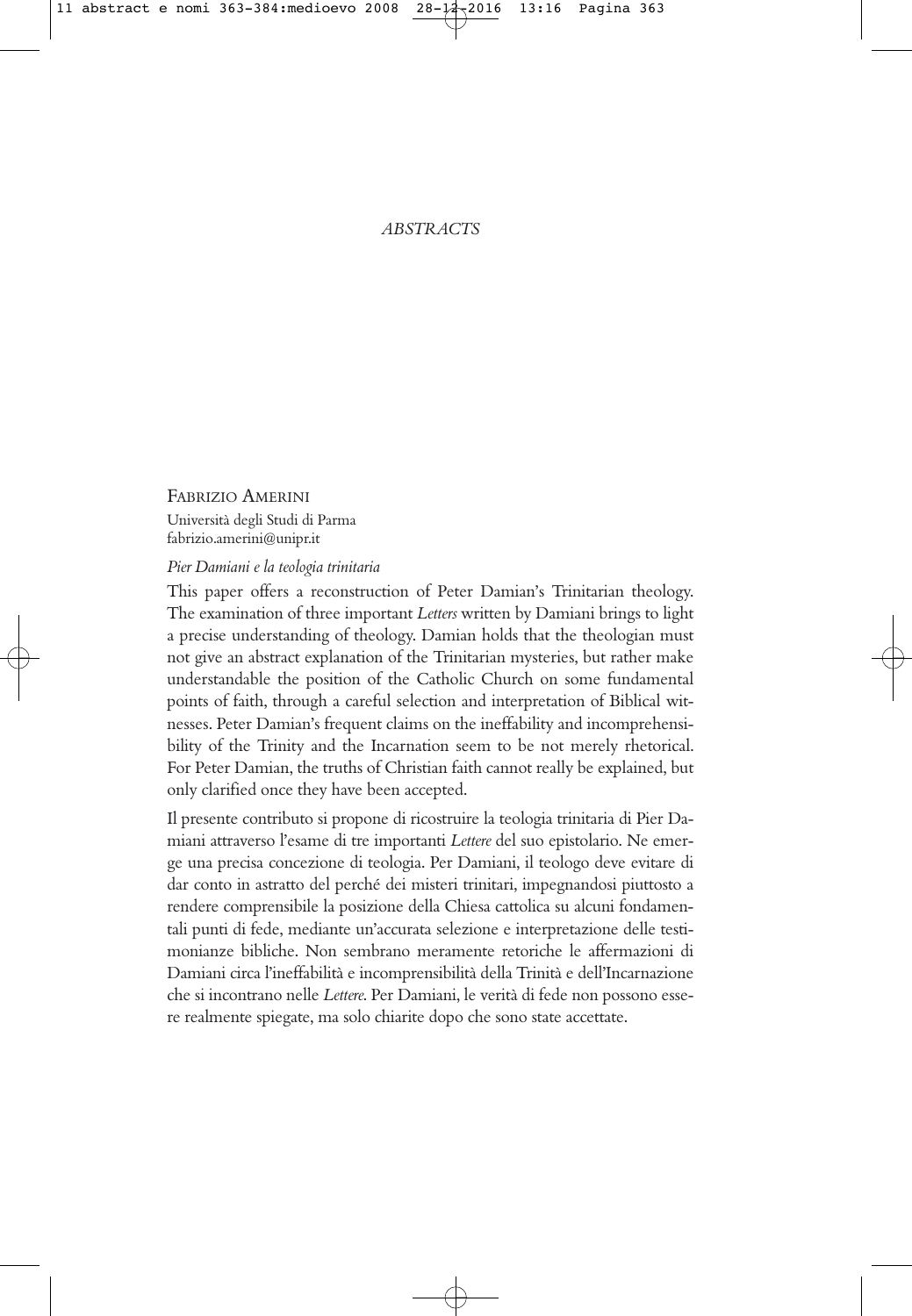# *ABSTRACTS*

FABRIZIO AMERINI
Università degli Studi di Parma
fabrizio.amerini@unipr.it

*Pier Damiani e la teologia trinitaria*

This paper offers a reconstruction of Peter Damian's Trinitarian theology. The examination of three important *Letters* written by Damiani brings to light a precise understanding of theology. Damian holds that the theologian must not give an abstract explanation of the Trinitarian mysteries, but rather make understandable the position of the Catholic Church on some fundamental points of faith, through a careful selection and interpretation of Biblical witnesses. Peter Damian's frequent claims on the ineffability and incomprehensibility of the Trinity and the Incarnation seem to be not merely rhetorical. For Peter Damian, the truths of Christian faith cannot really be explained, but only clarified once they have been accepted.

Il presente contributo si propone di ricostruire la teologia trinitaria di Pier Damiani attraverso l'esame di tre importanti *Lettere* del suo epistolario. Ne emerge una precisa concezione di teologia. Per Damiani, il teologo deve evitare di dar conto in astratto del perché dei misteri trinitari, impegnandosi piuttosto a rendere comprensibile la posizione della Chiesa cattolica su alcuni fondamentali punti di fede, mediante un'accurata selezione e interpretazione delle testimonianze bibliche. Non sembrano meramente retoriche le affermazioni di Damiani circa l'ineffabilità e incomprensibilità della Trinità e dell'Incarnazione che si incontrano nelle *Lettere*. Per Damiani, le verità di fede non possono essere realmente spiegate, ma solo chiarite dopo che sono state accettate.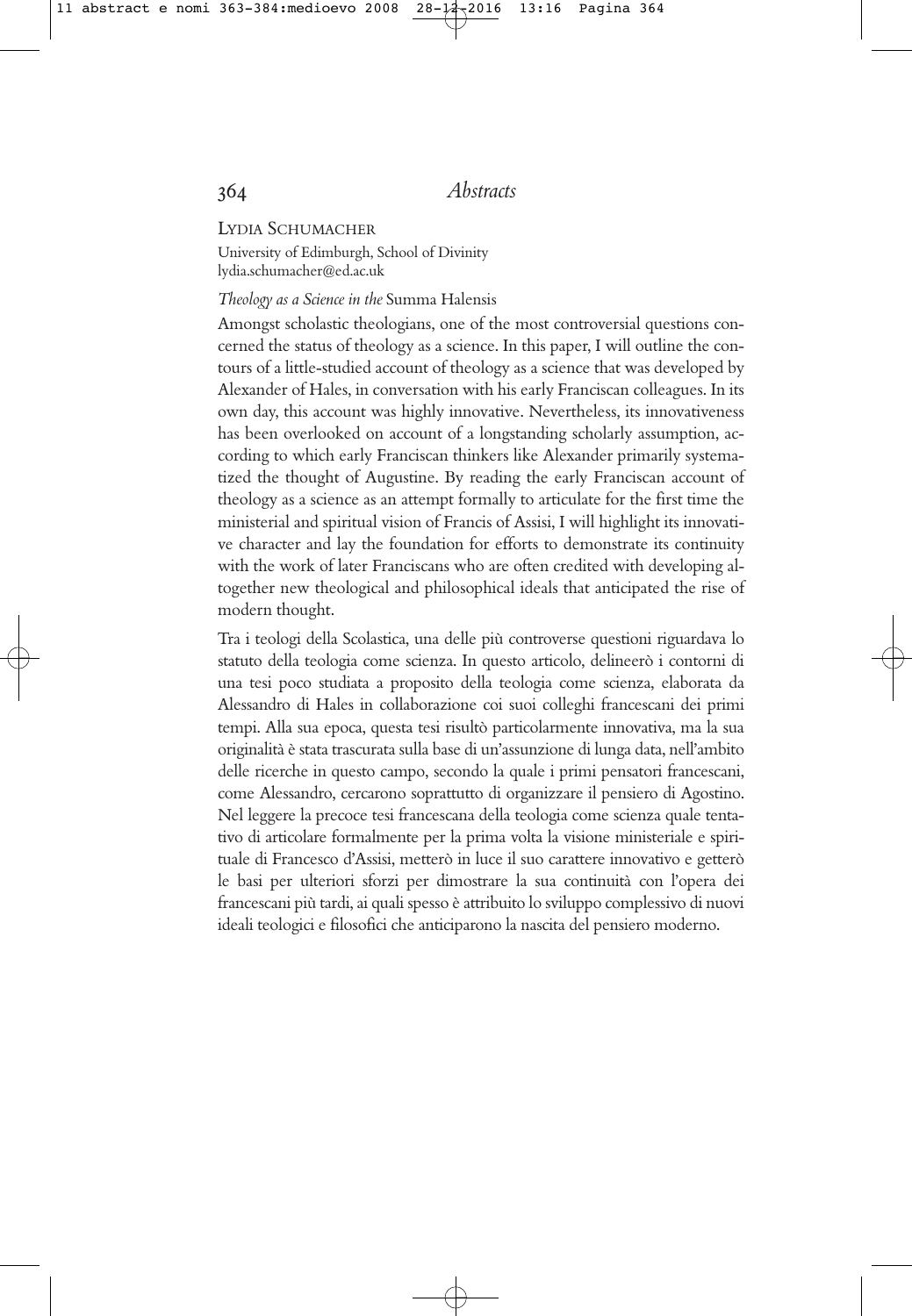Lydia Schumacher

University of Edimburgh, School of Divinity
lydia.schumacher@ed.ac.uk

*Theology as a Science in the* Summa Halensis

Amongst scholastic theologians, one of the most controversial questions concerned the status of theology as a science. In this paper, I will outline the contours of a little-studied account of theology as a science that was developed by Alexander of Hales, in conversation with his early Franciscan colleagues. In its own day, this account was highly innovative. Nevertheless, its innovativeness has been overlooked on account of a longstanding scholarly assumption, according to which early Franciscan thinkers like Alexander primarily systematized the thought of Augustine. By reading the early Franciscan account of theology as a science as an attempt formally to articulate for the first time the ministerial and spiritual vision of Francis of Assisi, I will highlight its innovative character and lay the foundation for efforts to demonstrate its continuity with the work of later Franciscans who are often credited with developing altogether new theological and philosophical ideals that anticipated the rise of modern thought.

Tra i teologi della Scolastica, una delle più controverse questioni riguardava lo statuto della teologia come scienza. In questo articolo, delineerò i contorni di una tesi poco studiata a proposito della teologia come scienza, elaborata da Alessandro di Hales in collaborazione coi suoi colleghi francescani dei primi tempi. Alla sua epoca, questa tesi risultò particolarmente innovativa, ma la sua originalità è stata trascurata sulla base di un'assunzione di lunga data, nell'ambito delle ricerche in questo campo, secondo la quale i primi pensatori francescani, come Alessandro, cercarono soprattutto di organizzare il pensiero di Agostino. Nel leggere la precoce tesi francescana della teologia come scienza quale tentativo di articolare formalmente per la prima volta la visione ministeriale e spirituale di Francesco d'Assisi, metterò in luce il suo carattere innovativo e getterò le basi per ulteriori sforzi per dimostrare la sua continuità con l'opera dei francescani più tardi, ai quali spesso è attribuito lo sviluppo complessivo di nuovi ideali teologici e filosofici che anticiparono la nascita del pensiero moderno.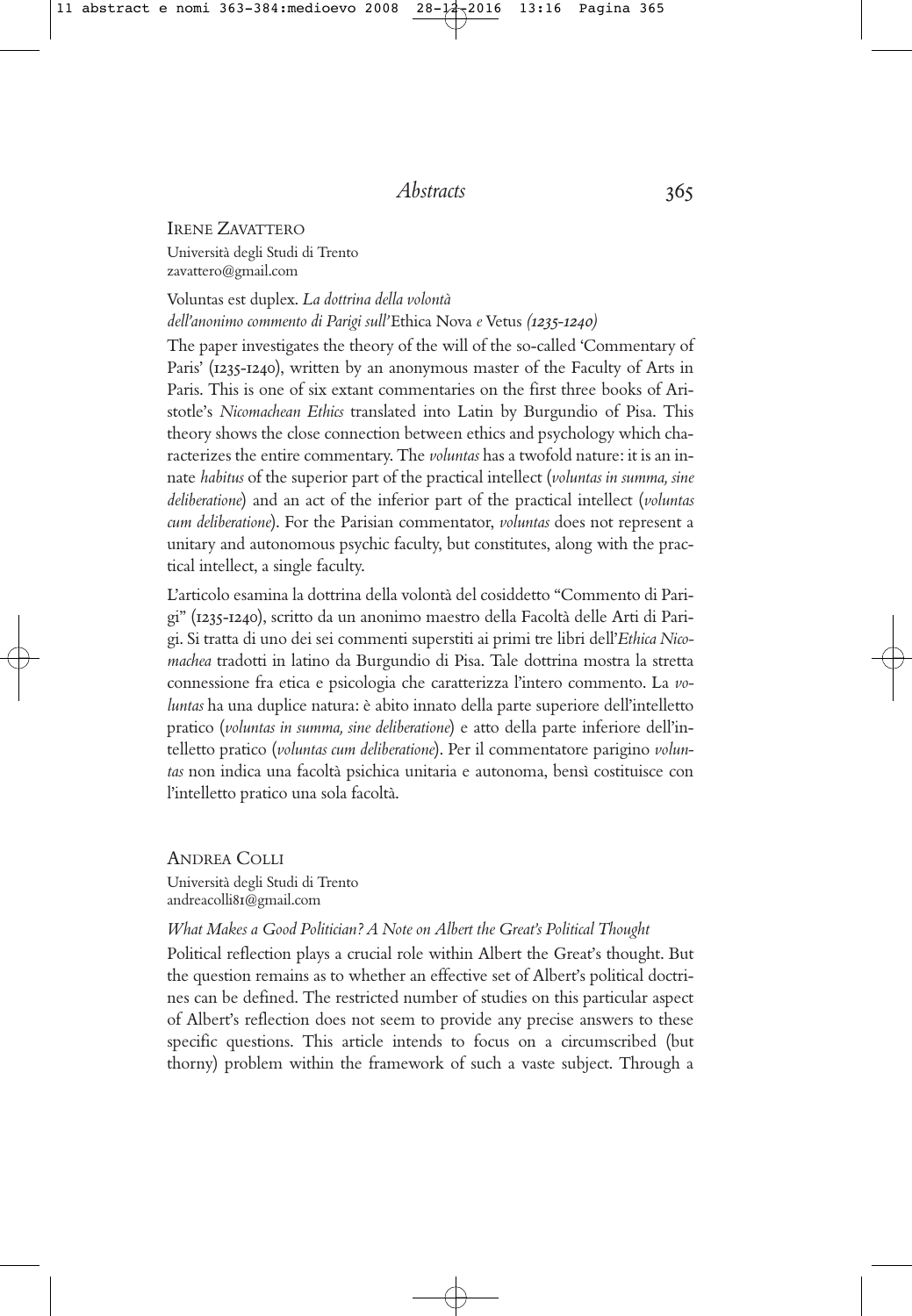Irene Zavattero
Università degli Studi di Trento
zavattero@gmail.com

Voluntas est duplex. *La dottrina della volontà dell'anonimo commento di Parigi sull'*Ethica Nova *e* Vetus *(1235-1240)*

The paper investigates the theory of the will of the so-called 'Commentary of Paris' (1235-1240), written by an anonymous master of the Faculty of Arts in Paris. This is one of six extant commentaries on the first three books of Aristotle's *Nicomachean Ethics* translated into Latin by Burgundio of Pisa. This theory shows the close connection between ethics and psychology which characterizes the entire commentary. The *voluntas* has a twofold nature: it is an innate *habitus* of the superior part of the practical intellect (*voluntas in summa, sine deliberatione*) and an act of the inferior part of the practical intellect (*voluntas cum deliberatione*). For the Parisian commentator, *voluntas* does not represent a unitary and autonomous psychic faculty, but constitutes, along with the practical intellect, a single faculty.

L'articolo esamina la dottrina della volontà del cosiddetto "Commento di Parigi" (1235-1240), scritto da un anonimo maestro della Facoltà delle Arti di Parigi. Si tratta di uno dei sei commenti superstiti ai primi tre libri dell'*Ethica Nicomachea* tradotti in latino da Burgundio di Pisa. Tale dottrina mostra la stretta connessione fra etica e psicologia che caratterizza l'intero commento. La *voluntas* ha una duplice natura: è abito innato della parte superiore dell'intelletto pratico (*voluntas in summa, sine deliberatione*) e atto della parte inferiore dell'intelletto pratico (*voluntas cum deliberatione*). Per il commentatore parigino *voluntas* non indica una facoltà psichica unitaria e autonoma, bensì costituisce con l'intelletto pratico una sola facoltà.

Andrea Colli
Università degli Studi di Trento
andreacolli81@gmail.com

*What Makes a Good Politician? A Note on Albert the Great's Political Thought*

Political reflection plays a crucial role within Albert the Great's thought. But the question remains as to whether an effective set of Albert's political doctrines can be defined. The restricted number of studies on this particular aspect of Albert's reflection does not seem to provide any precise answers to these specific questions. This article intends to focus on a circumscribed (but thorny) problem within the framework of such a vaste subject. Through a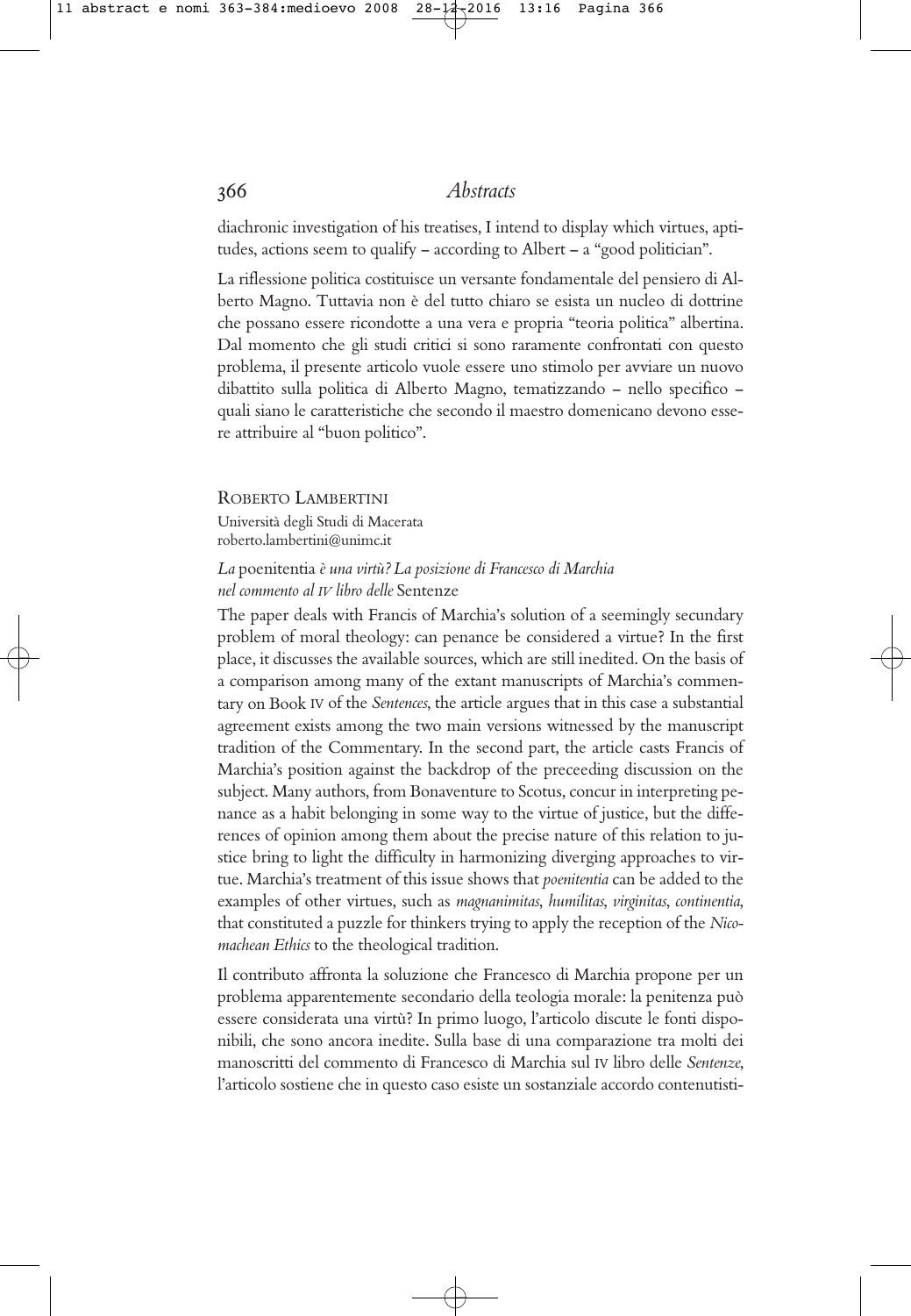diachronic investigation of his treatises, I intend to display which virtues, aptitudes, actions seem to qualify – according to Albert – a "good politician".

La riflessione politica costituisce un versante fondamentale del pensiero di Alberto Magno. Tuttavia non è del tutto chiaro se esista un nucleo di dottrine che possano essere ricondotte a una vera e propria "teoria politica" albertina. Dal momento che gli studi critici si sono raramente confrontati con questo problema, il presente articolo vuole essere uno stimolo per avviare un nuovo dibattito sulla politica di Alberto Magno, tematizzando – nello specifico – quali siano le caratteristiche che secondo il maestro domenicano devono essere attribuire al "buon politico".

ROBERTO LAMBERTINI
Università degli Studi di Macerata
roberto.lambertini@unimc.it

*La* poenitentia *è una virtù? La posizione di Francesco di Marchia nel commento al IV libro delle* Sentenze

The paper deals with Francis of Marchia's solution of a seemingly secundary problem of moral theology: can penance be considered a virtue? In the first place, it discusses the available sources, which are still inedited. On the basis of a comparison among many of the extant manuscripts of Marchia's commentary on Book IV of the *Sentences*, the article argues that in this case a substantial agreement exists among the two main versions witnessed by the manuscript tradition of the Commentary. In the second part, the article casts Francis of Marchia's position against the backdrop of the preceeding discussion on the subject. Many authors, from Bonaventure to Scotus, concur in interpreting penance as a habit belonging in some way to the virtue of justice, but the differences of opinion among them about the precise nature of this relation to justice bring to light the difficulty in harmonizing diverging approaches to virtue. Marchia's treatment of this issue shows that *poenitentia* can be added to the examples of other virtues, such as *magnanimitas*, *humilitas*, *virginitas*, *continentia*, that constituted a puzzle for thinkers trying to apply the reception of the *Nicomachean Ethics* to the theological tradition.

Il contributo affronta la soluzione che Francesco di Marchia propone per un problema apparentemente secondario della teologia morale: la penitenza può essere considerata una virtù? In primo luogo, l'articolo discute le fonti disponibili, che sono ancora inedite. Sulla base di una comparazione tra molti dei manoscritti del commento di Francesco di Marchia sul IV libro delle *Sentenze*, l'articolo sostiene che in questo caso esiste un sostanziale accordo contenutisti-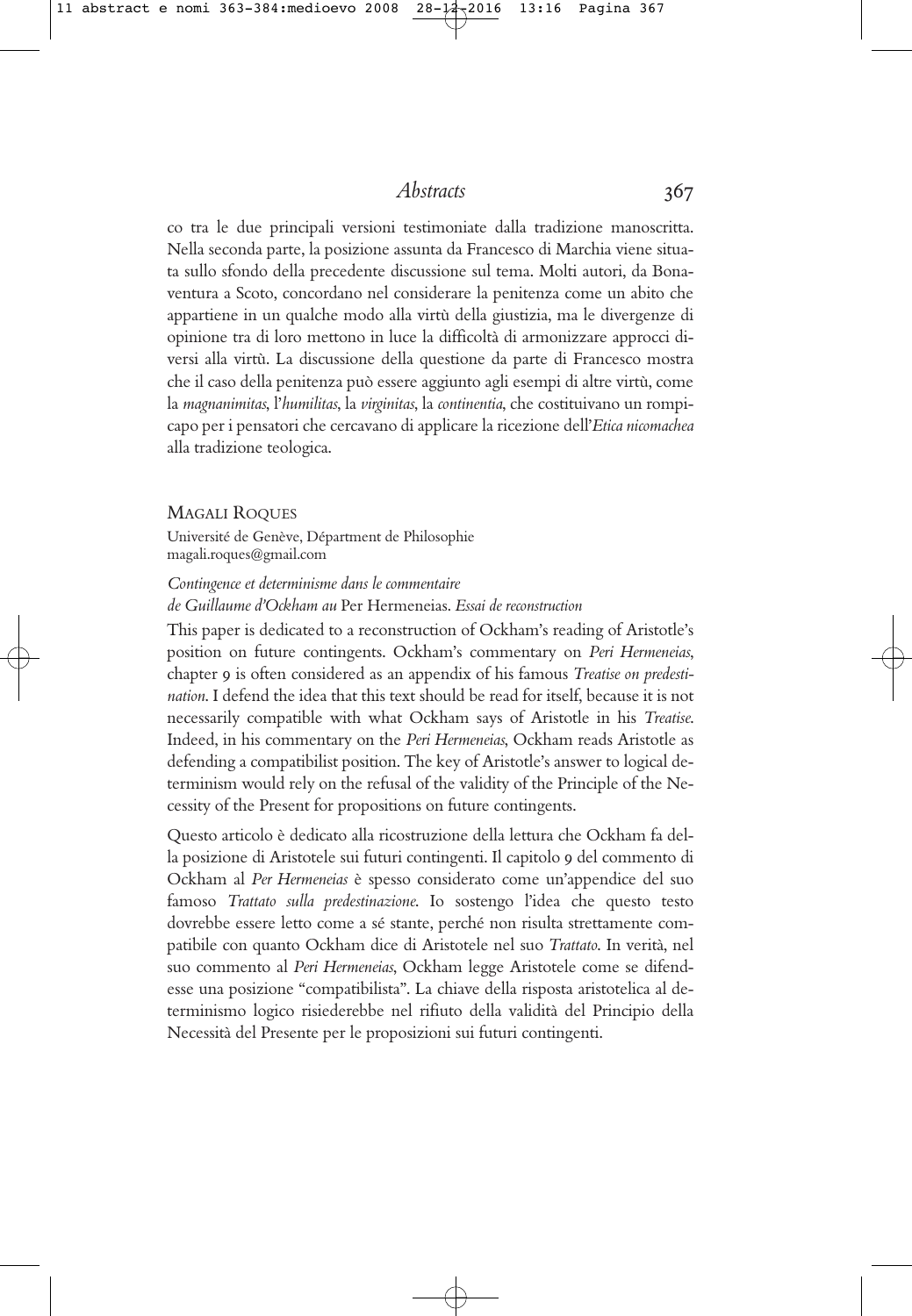co tra le due principali versioni testimoniate dalla tradizione manoscritta. Nella seconda parte, la posizione assunta da Francesco di Marchia viene situata sullo sfondo della precedente discussione sul tema. Molti autori, da Bonaventura a Scoto, concordano nel considerare la penitenza come un abito che appartiene in un qualche modo alla virtù della giustizia, ma le divergenze di opinione tra di loro mettono in luce la difficoltà di armonizzare approcci diversi alla virtù. La discussione della questione da parte di Francesco mostra che il caso della penitenza può essere aggiunto agli esempi di altre virtù, come la *magnanimitas*, l'*humilitas*, la *virginitas*, la *continentia*, che costituivano un rompicapo per i pensatori che cercavano di applicare la ricezione dell'*Etica nicomachea* alla tradizione teologica.

MAGALI ROQUES
Université de Genève, Départment de Philosophie
magali.roques@gmail.com

*Contingence et determinisme dans le commentaire de Guillaume d'Ockham au* Per Hermeneias. *Essai de reconstruction*

This paper is dedicated to a reconstruction of Ockham's reading of Aristotle's position on future contingents. Ockham's commentary on *Peri Hermeneias*, chapter 9 is often considered as an appendix of his famous *Treatise on predestination*. I defend the idea that this text should be read for itself, because it is not necessarily compatible with what Ockham says of Aristotle in his *Treatise*. Indeed, in his commentary on the *Peri Hermeneias*, Ockham reads Aristotle as defending a compatibilist position. The key of Aristotle's answer to logical determinism would rely on the refusal of the validity of the Principle of the Necessity of the Present for propositions on future contingents.

Questo articolo è dedicato alla ricostruzione della lettura che Ockham fa della posizione di Aristotele sui futuri contingenti. Il capitolo 9 del commento di Ockham al *Per Hermeneias* è spesso considerato come un'appendice del suo famoso *Trattato sulla predestinazione*. Io sostengo l'idea che questo testo dovrebbe essere letto come a sé stante, perché non risulta strettamente compatibile con quanto Ockham dice di Aristotele nel suo *Trattato*. In verità, nel suo commento al *Peri Hermeneias*, Ockham legge Aristotele come se difendesse una posizione "compatibilista". La chiave della risposta aristotelica al determinismo logico risiederebbe nel rifiuto della validità del Principio della Necessità del Presente per le proposizioni sui futuri contingenti.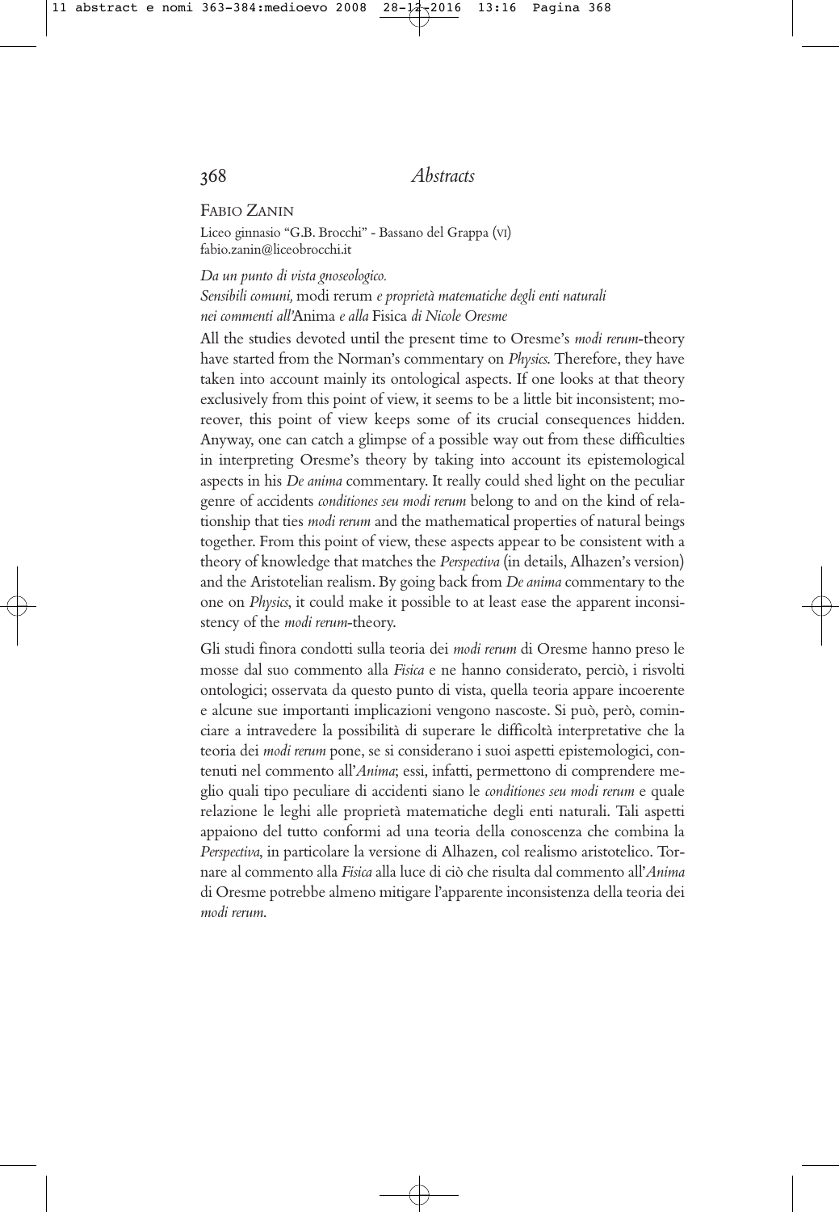Fabio Zanin

Liceo ginnasio "G.B. Brocchi" - Bassano del Grappa (VI)
fabio.zanin@liceobrocchi.it

*Da un punto di vista gnoseologico.*
*Sensibili comuni,* modi rerum *e proprietà matematiche degli enti naturali nei commenti all'*Anima *e alla* Fisica *di Nicole Oresme*

All the studies devoted until the present time to Oresme's *modi rerum*-theory have started from the Norman's commentary on *Physics*. Therefore, they have taken into account mainly its ontological aspects. If one looks at that theory exclusively from this point of view, it seems to be a little bit inconsistent; moreover, this point of view keeps some of its crucial consequences hidden. Anyway, one can catch a glimpse of a possible way out from these difficulties in interpreting Oresme's theory by taking into account its epistemological aspects in his *De anima* commentary. It really could shed light on the peculiar genre of accidents *conditiones seu modi rerum* belong to and on the kind of relationship that ties *modi rerum* and the mathematical properties of natural beings together. From this point of view, these aspects appear to be consistent with a theory of knowledge that matches the *Perspectiva* (in details, Alhazen's version) and the Aristotelian realism. By going back from *De anima* commentary to the one on *Physics*, it could make it possible to at least ease the apparent inconsistency of the *modi rerum*-theory.

Gli studi finora condotti sulla teoria dei *modi rerum* di Oresme hanno preso le mosse dal suo commento alla *Fisica* e ne hanno considerato, perciò, i risvolti ontologici; osservata da questo punto di vista, quella teoria appare incoerente e alcune sue importanti implicazioni vengono nascoste. Si può, però, cominciare a intravedere la possibilità di superare le difficoltà interpretative che la teoria dei *modi rerum* pone, se si considerano i suoi aspetti epistemologici, contenuti nel commento all'*Anima*; essi, infatti, permettono di comprendere meglio quali tipo peculiare di accidenti siano le *conditiones seu modi rerum* e quale relazione le leghi alle proprietà matematiche degli enti naturali. Tali aspetti appaiono del tutto conformi ad una teoria della conoscenza che combina la *Perspectiva*, in particolare la versione di Alhazen, col realismo aristotelico. Tornare al commento alla *Fisica* alla luce di ciò che risulta dal commento all'*Anima* di Oresme potrebbe almeno mitigare l'apparente inconsistenza della teoria dei *modi rerum*.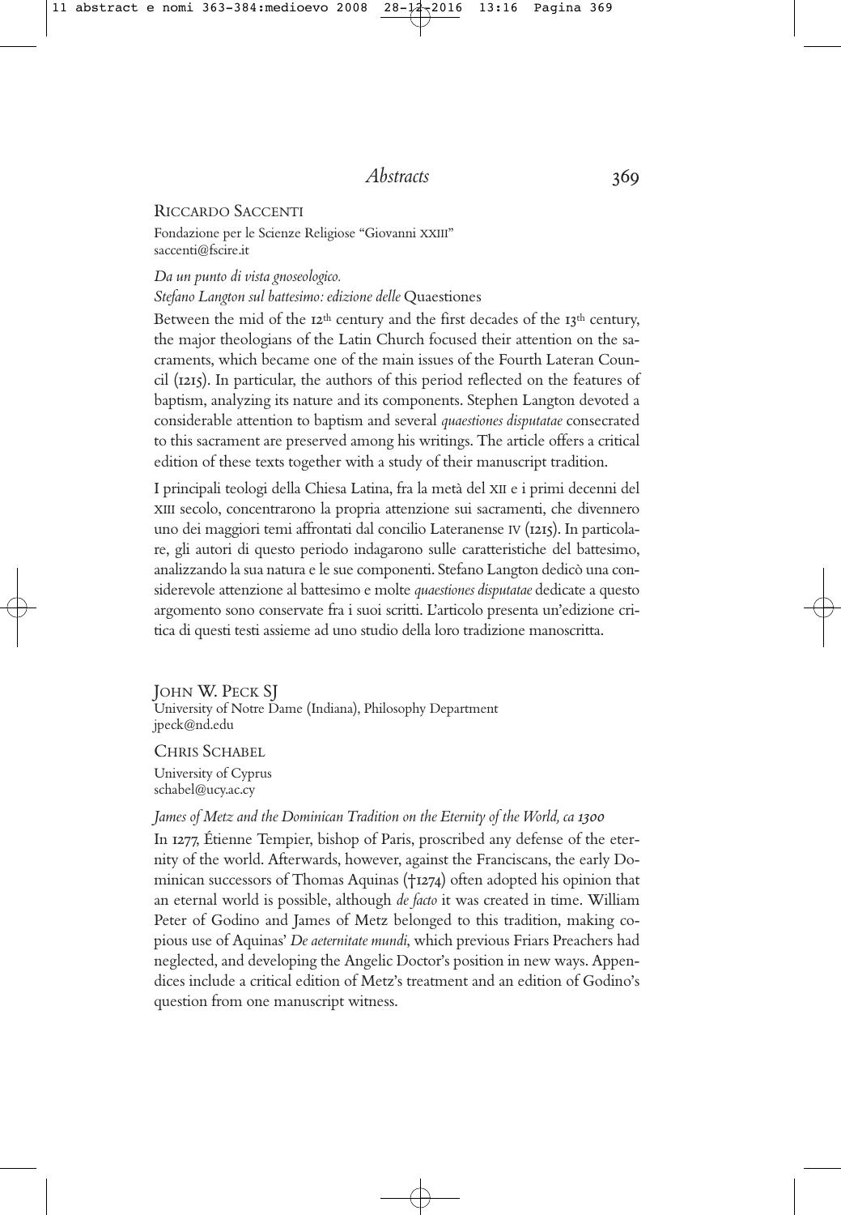Riccardo Saccenti

Fondazione per le Scienze Religiose "Giovanni XXIII"
saccenti@fscire.it

*Da un punto di vista gnoseologico.*
*Stefano Langton sul battesimo: edizione delle* Quaestiones

Between the mid of the 12th century and the first decades of the 13th century, the major theologians of the Latin Church focused their attention on the sacraments, which became one of the main issues of the Fourth Lateran Council (1215). In particular, the authors of this period reflected on the features of baptism, analyzing its nature and its components. Stephen Langton devoted a considerable attention to baptism and several *quaestiones disputatae* consecrated to this sacrament are preserved among his writings. The article offers a critical edition of these texts together with a study of their manuscript tradition.

I principali teologi della Chiesa Latina, fra la metà del XII e i primi decenni del XIII secolo, concentrarono la propria attenzione sui sacramenti, che divennero uno dei maggiori temi affrontati dal concilio Lateranense IV (1215). In particolare, gli autori di questo periodo indagarono sulle caratteristiche del battesimo, analizzando la sua natura e le sue componenti. Stefano Langton dedicò una considerevole attenzione al battesimo e molte *quaestiones disputatae* dedicate a questo argomento sono conservate fra i suoi scritti. L'articolo presenta un'edizione critica di questi testi assieme ad uno studio della loro tradizione manoscritta.

John W. Peck SJ

University of Notre Dame (Indiana), Philosophy Department
jpeck@nd.edu

Chris Schabel

University of Cyprus
schabel@ucy.ac.cy

*James of Metz and the Dominican Tradition on the Eternity of the World, ca 1300*

In 1277, Étienne Tempier, bishop of Paris, proscribed any defense of the eternity of the world. Afterwards, however, against the Franciscans, the early Dominican successors of Thomas Aquinas (†1274) often adopted his opinion that an eternal world is possible, although *de facto* it was created in time. William Peter of Godino and James of Metz belonged to this tradition, making copious use of Aquinas' *De aeternitate mundi*, which previous Friars Preachers had neglected, and developing the Angelic Doctor's position in new ways. Appendices include a critical edition of Metz's treatment and an edition of Godino's question from one manuscript witness.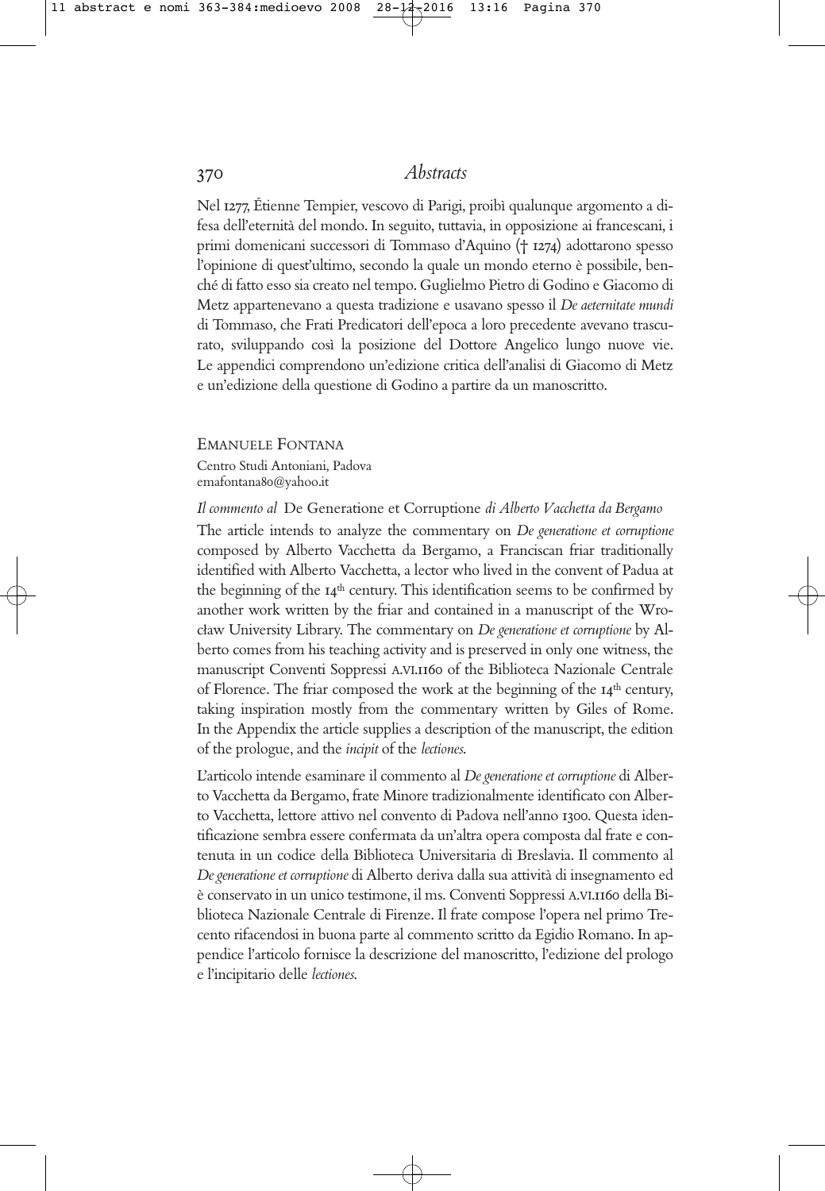Nel 1277, Étienne Tempier, vescovo di Parigi, proibì qualunque argomento a difesa dell'eternità del mondo. In seguito, tuttavia, in opposizione ai francescani, i primi domenicani successori di Tommaso d'Aquino († 1274) adottarono spesso l'opinione di quest'ultimo, secondo la quale un mondo eterno è possibile, benché di fatto esso sia creato nel tempo. Guglielmo Pietro di Godino e Giacomo di Metz appartenevano a questa tradizione e usavano spesso il *De aeternitate mundi* di Tommaso, che Frati Predicatori dell'epoca a loro precedente avevano trascurato, sviluppando così la posizione del Dottore Angelico lungo nuove vie. Le appendici comprendono un'edizione critica dell'analisi di Giacomo di Metz e un'edizione della questione di Godino a partire da un manoscritto.

EMANUELE FONTANA
Centro Studi Antoniani, Padova
emafontana80@yahoo.it

*Il commento al* De Generatione et Corruptione *di Alberto Vacchetta da Bergamo*

The article intends to analyze the commentary on *De generatione et corruptione* composed by Alberto Vacchetta da Bergamo, a Franciscan friar traditionally identified with Alberto Vacchetta, a lector who lived in the convent of Padua at the beginning of the 14th century. This identification seems to be confirmed by another work written by the friar and contained in a manuscript of the Wrocław University Library. The commentary on *De generatione et corruptione* by Alberto comes from his teaching activity and is preserved in only one witness, the manuscript Conventi Soppressi A.VI.1160 of the Biblioteca Nazionale Centrale of Florence. The friar composed the work at the beginning of the 14th century, taking inspiration mostly from the commentary written by Giles of Rome. In the Appendix the article supplies a description of the manuscript, the edition of the prologue, and the *incipit* of the *lectiones*.

L'articolo intende esaminare il commento al *De generatione et corruptione* di Alberto Vacchetta da Bergamo, frate Minore tradizionalmente identificato con Alberto Vacchetta, lettore attivo nel convento di Padova nell'anno 1300. Questa identificazione sembra essere confermata da un'altra opera composta dal frate e contenuta in un codice della Biblioteca Universitaria di Breslavia. Il commento al *De generatione et corruptione* di Alberto deriva dalla sua attività di insegnamento ed è conservato in un unico testimone, il ms. Conventi Soppressi A.VI.1160 della Biblioteca Nazionale Centrale di Firenze. Il frate compose l'opera nel primo Trecento rifacendosi in buona parte al commento scritto da Egidio Romano. In appendice l'articolo fornisce la descrizione del manoscritto, l'edizione del prologo e l'incipitario delle *lectiones*.